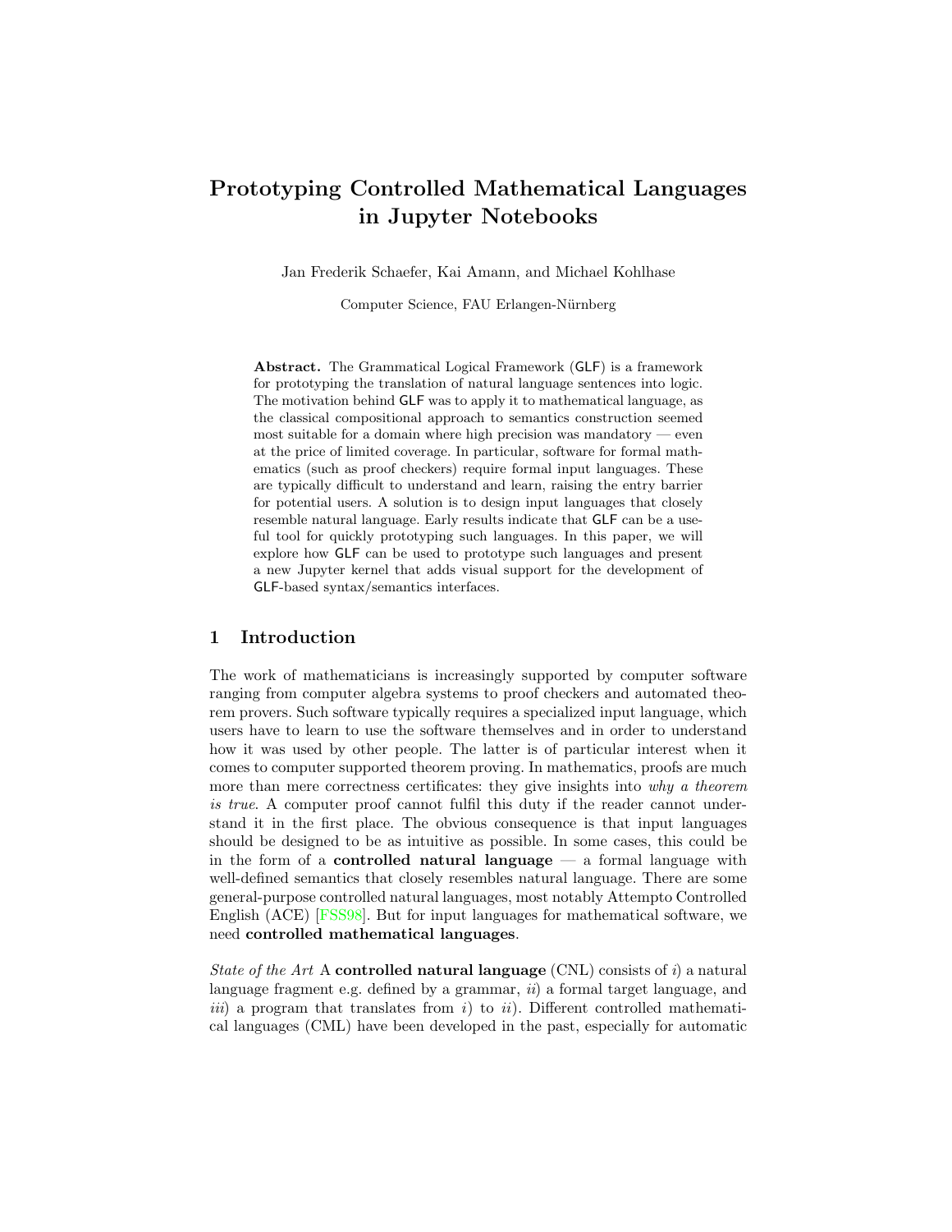# Prototyping Controlled Mathematical Languages in Jupyter Notebooks

Jan Frederik Schaefer, Kai Amann, and Michael Kohlhase

Computer Science, FAU Erlangen-Nürnberg

**Abstract.** The Grammatical Logical Framework (GLF) is a framework for prototyping the translation of natural language sentences into logic. The motivation behind GLF was to apply it to mathematical language, as the classical compositional approach to semantics construction seemed most suitable for a domain where high precision was mandatory — even at the price of limited coverage. In particular, software for formal mathematics (such as proof checkers) require formal input languages. These are typically difficult to understand and learn, raising the entry barrier for potential users. A solution is to design input languages that closely resemble natural language. Early results indicate that GLF can be a useful tool for quickly prototyping such languages. In this paper, we will explore how GLF can be used to prototype such languages and present a new Jupyter kernel that adds visual support for the development of GLF-based syntax/semantics interfaces.

## 1 Introduction

The work of mathematicians is increasingly supported by computer software ranging from computer algebra systems to proof checkers and automated theorem provers. Such software typically requires a specialized input language, which users have to learn to use the software themselves and in order to understand how it was used by other people. The latter is of particular interest when it comes to computer supported theorem proving. In mathematics, proofs are much more than mere correctness certificates: they give insights into *why a theorem is true*. A computer proof cannot fulfil this duty if the reader cannot understand it in the first place. The obvious consequence is that input languages should be designed to be as intuitive as possible. In some cases, this could be in the form of a **controlled natural language** — a formal language with well-defined semantics that closely resembles natural language. There are some general-purpose controlled natural languages, most notably Attempto Controlled English (ACE) [FSS98]. But for input languages for mathematical software, we need **controlled mathematical languages**.

*State of the Art* A **controlled natural language** (CNL) consists of *i*) a natural language fragment e.g. defined by a grammar, *ii*) a formal target language, and *iii*) a program that translates from *i*) to *ii*). Different controlled mathematical languages (CML) have been developed in the past, especially for automatic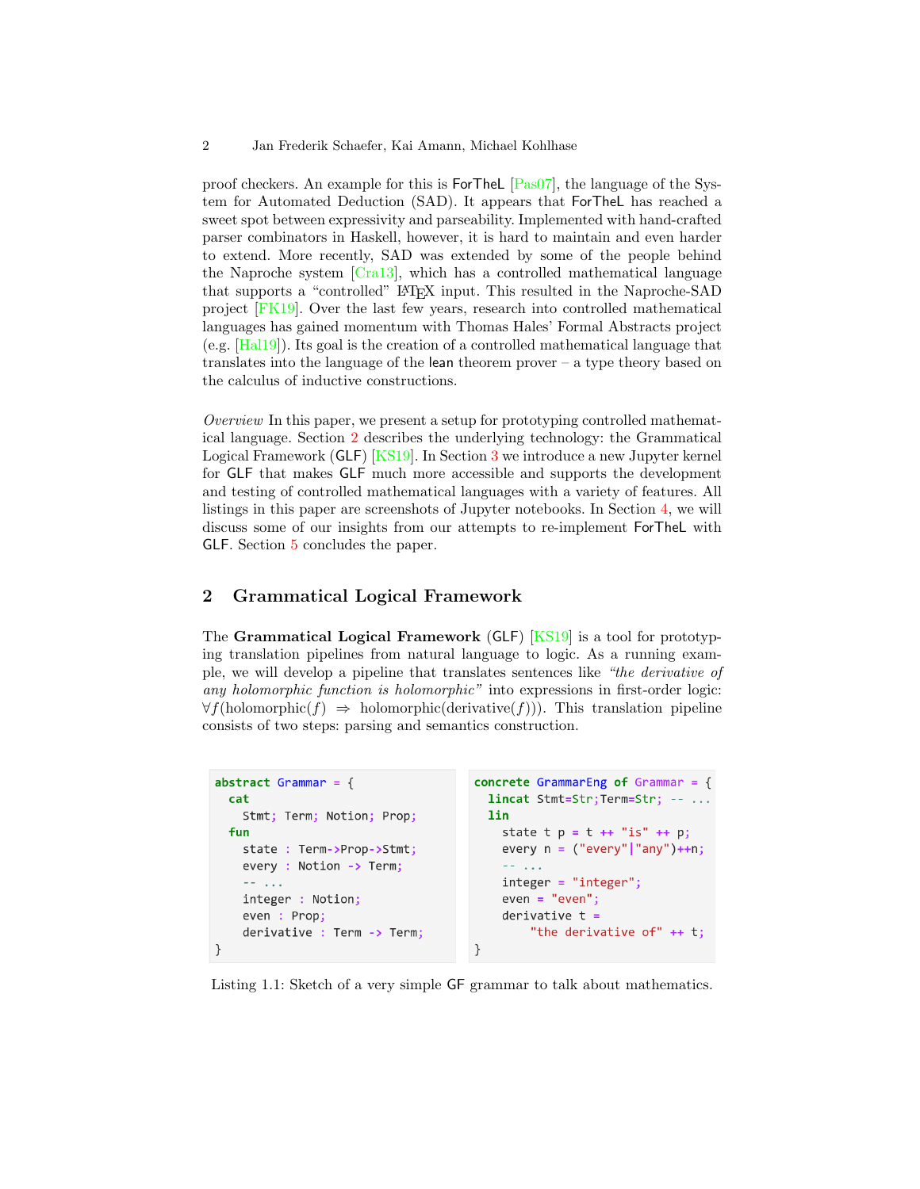proof checkers. An example for this is ForTheL [Pas07], the language of the System for Automated Deduction (SAD). It appears that ForTheL has reached a sweet spot between expressivity and parseability. Implemented with hand-crafted parser combinators in Haskell, however, it is hard to maintain and even harder to extend. More recently, SAD was extended by some of the people behind the Naproche system [Cra13], which has a controlled mathematical language that supports a "controlled" LaTeX input. This resulted in the Naproche-SAD project [FK19]. Over the last few years, research into controlled mathematical languages has gained momentum with Thomas Hales' Formal Abstracts project (e.g. [Hal19]). Its goal is the creation of a controlled mathematical language that translates into the language of the lean theorem prover – a type theory based on the calculus of inductive constructions.

*Overview* In this paper, we present a setup for prototyping controlled mathematical language. Section 2 describes the underlying technology: the Grammatical Logical Framework (GLF) [KS19]. In Section 3 we introduce a new Jupyter kernel for GLF that makes GLF much more accessible and supports the development and testing of controlled mathematical languages with a variety of features. All listings in this paper are screenshots of Jupyter notebooks. In Section 4, we will discuss some of our insights from our attempts to re-implement ForTheL with GLF. Section 5 concludes the paper.

## 2 Grammatical Logical Framework

The **Grammatical Logical Framework** (GLF) [KS19] is a tool for prototyping translation pipelines from natural language to logic. As a running example, we will develop a pipeline that translates sentences like *"the derivative of any holomorphic function is holomorphic"* into expressions in first-order logic: $\forall f(\text{holomorphic}(f) \Rightarrow \text{holomorphic}(\text{derivative}(f)))$. This translation pipeline consists of two steps: parsing and semantics construction.

```
abstract Grammar = {
  cat
    Stmt; Term; Notion; Prop;
  fun
    state : Term->Prop->Stmt;
    every : Notion -> Term;
    -- ...
    integer : Notion;
    even : Prop;
    derivative : Term -> Term;
}
```

```
concrete GrammarEng of Grammar = {
  lincat Stmt=Str;Term=Str; -- ...
  lin
    state t p = t ++ "is" ++ p;
    every n = ("every"|"any")++n;
    -- ...
    integer = "integer";
    even = "even";
    derivative t =
        "the derivative of" ++ t;
}
```

Listing 1.1: Sketch of a very simple GF grammar to talk about mathematics.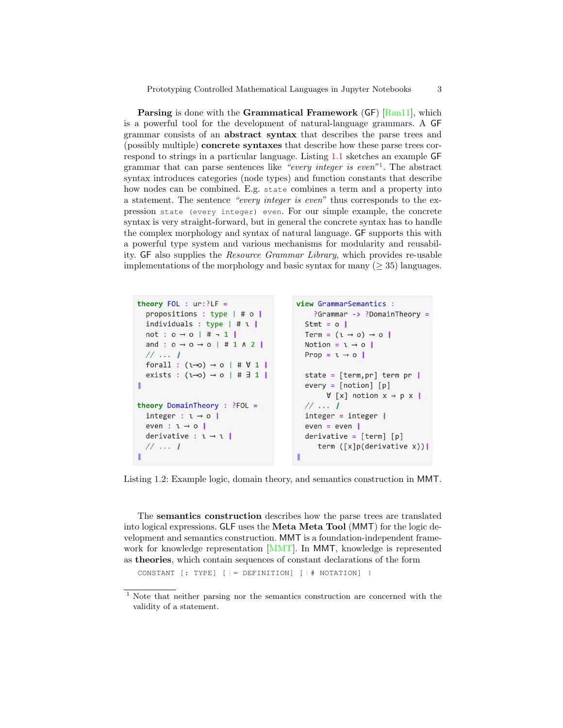**Parsing** is done with the **Grammatical Framework** (GF) [Ran11], which is a powerful tool for the development of natural-language grammars. A GF grammar consists of an **abstract syntax** that describes the parse trees and (possibly multiple) **concrete syntaxes** that describe how these parse trees correspond to strings in a particular language. Listing 1.1 sketches an example GF grammar that can parse sentences like *"every integer is even"*[1]. The abstract syntax introduces categories (node types) and function constants that describe how nodes can be combined. E.g. `state` combines a term and a property into a statement. The sentence *"every integer is even"* thus corresponds to the expression `state (every integer) even`. For our simple example, the concrete syntax is very straight-forward, but in general the concrete syntax has to handle the complex morphology and syntax of natural language. GF supports this with a powerful type system and various mechanisms for modularity and reusability. GF also supplies the *Resource Grammar Library*, which provides re-usable implementations of the morphology and basic syntax for many ($\geq 35$) languages.

```
theory FOL : ur:?LF =
  propositions : type | # o ❙
  individuals : type | # ι ❙
  not : o → o | # ¬ 1 ❙
  and : o → o → o | # 1 ∧ 2 ❙
  // ... ❙
  forall : (ι→o) → o | # ∀ 1 ❙
  exists : (ι→o) → o | # ∃ 1 ❙
❚

theory DomainTheory : ?FOL =
  integer : ι → o ❙
  even : ι → o ❙
  derivative : ι → ι ❙
  // ... ❙
❚
```

```
view GrammarSemantics :
    ?Grammar -> ?DomainTheory =
  Stmt = o ❙
  Term = (ι → o) → o ❙
  Notion = ι → o ❙
  Prop = ι → o ❙

  state = [term,pr] term pr ❙
  every = [notion] [p]
       ∀ [x] notion x ⇒ p x ❙
  // ... ❙
  integer = integer ❙
  even = even ❙
  derivative = [term] [p]
     term ([x]p(derivative x))❙
❚
```

Listing 1.2: Example logic, domain theory, and semantics construction in MMT.

The **semantics construction** describes how the parse trees are translated into logical expressions. GLF uses the **Meta Meta Tool** (MMT) for the logic development and semantics construction. MMT is a foundation-independent framework for knowledge representation [MMT]. In MMT, knowledge is represented as **theories**, which contain sequences of constant declarations of the form

```
CONSTANT [: TYPE] [❘= DEFINITION] [❘# NOTATION] ❙
```

[1] Note that neither parsing nor the semantics construction are concerned with the validity of a statement.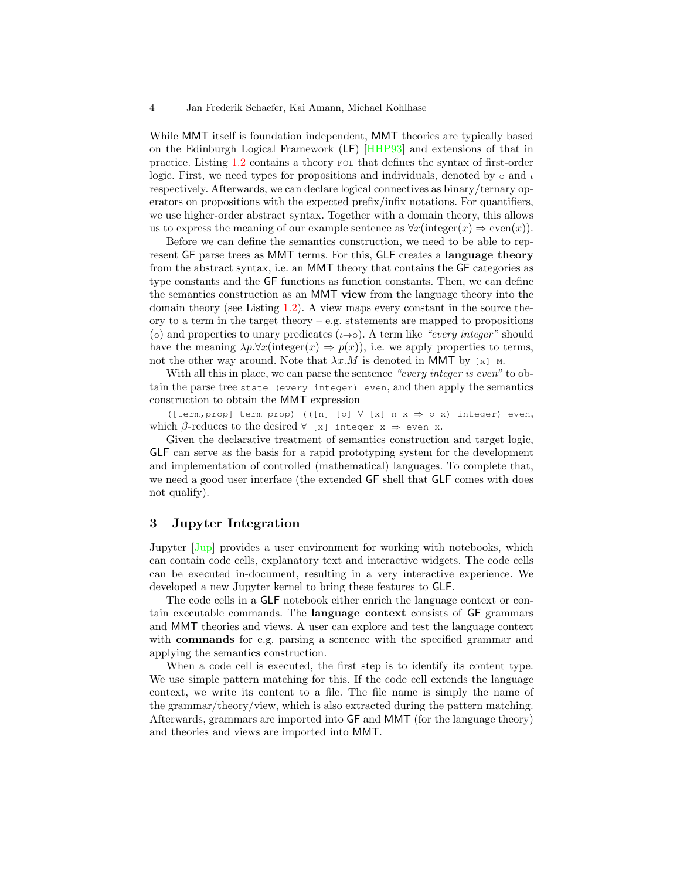While MMT itself is foundation independent, MMT theories are typically based on the Edinburgh Logical Framework (LF) [HHP93] and extensions of that in practice. Listing 1.2 contains a theory FOL that defines the syntax of first-order logic. First, we need types for propositions and individuals, denoted by $\circ$ and $\iota$ respectively. Afterwards, we can declare logical connectives as binary/ternary operators on propositions with the expected prefix/infix notations. For quantifiers, we use higher-order abstract syntax. Together with a domain theory, this allows us to express the meaning of our example sentence as $\forall x(\text{integer}(x) \Rightarrow \text{even}(x))$.

Before we can define the semantics construction, we need to be able to represent GF parse trees as MMT terms. For this, GLF creates a **language theory** from the abstract syntax, i.e. an MMT theory that contains the GF categories as type constants and the GF functions as function constants. Then, we can define the semantics construction as an MMT **view** from the language theory into the domain theory (see Listing 1.2). A view maps every constant in the source theory to a term in the target theory – e.g. statements are mapped to propositions ($\circ$) and properties to unary predicates ($\iota \to \circ$). A term like *"every integer"* should have the meaning $\lambda p.\forall x(\text{integer}(x) \Rightarrow p(x))$, i.e. we apply properties to terms, not the other way around. Note that $\lambda x.M$ is denoted in MMT by `[x] M`.

With all this in place, we can parse the sentence *"every integer is even"* to obtain the parse tree `state (every integer) even`, and then apply the semantics construction to obtain the MMT expression

`([term,prop] term prop) (([n] [p] ∀ [x] n x ⇒ p x) integer) even`,

which $\beta$-reduces to the desired `∀ [x] integer x ⇒ even x`.

Given the declarative treatment of semantics construction and target logic, GLF can serve as the basis for a rapid prototyping system for the development and implementation of controlled (mathematical) languages. To complete that, we need a good user interface (the extended GF shell that GLF comes with does not qualify).

## 3 Jupyter Integration

Jupyter [Jup] provides a user environment for working with notebooks, which can contain code cells, explanatory text and interactive widgets. The code cells can be executed in-document, resulting in a very interactive experience. We developed a new Jupyter kernel to bring these features to GLF.

The code cells in a GLF notebook either enrich the language context or contain executable commands. The **language context** consists of GF grammars and MMT theories and views. A user can explore and test the language context with **commands** for e.g. parsing a sentence with the specified grammar and applying the semantics construction.

When a code cell is executed, the first step is to identify its content type. We use simple pattern matching for this. If the code cell extends the language context, we write its content to a file. The file name is simply the name of the grammar/theory/view, which is also extracted during the pattern matching. Afterwards, grammars are imported into GF and MMT (for the language theory) and theories and views are imported into MMT.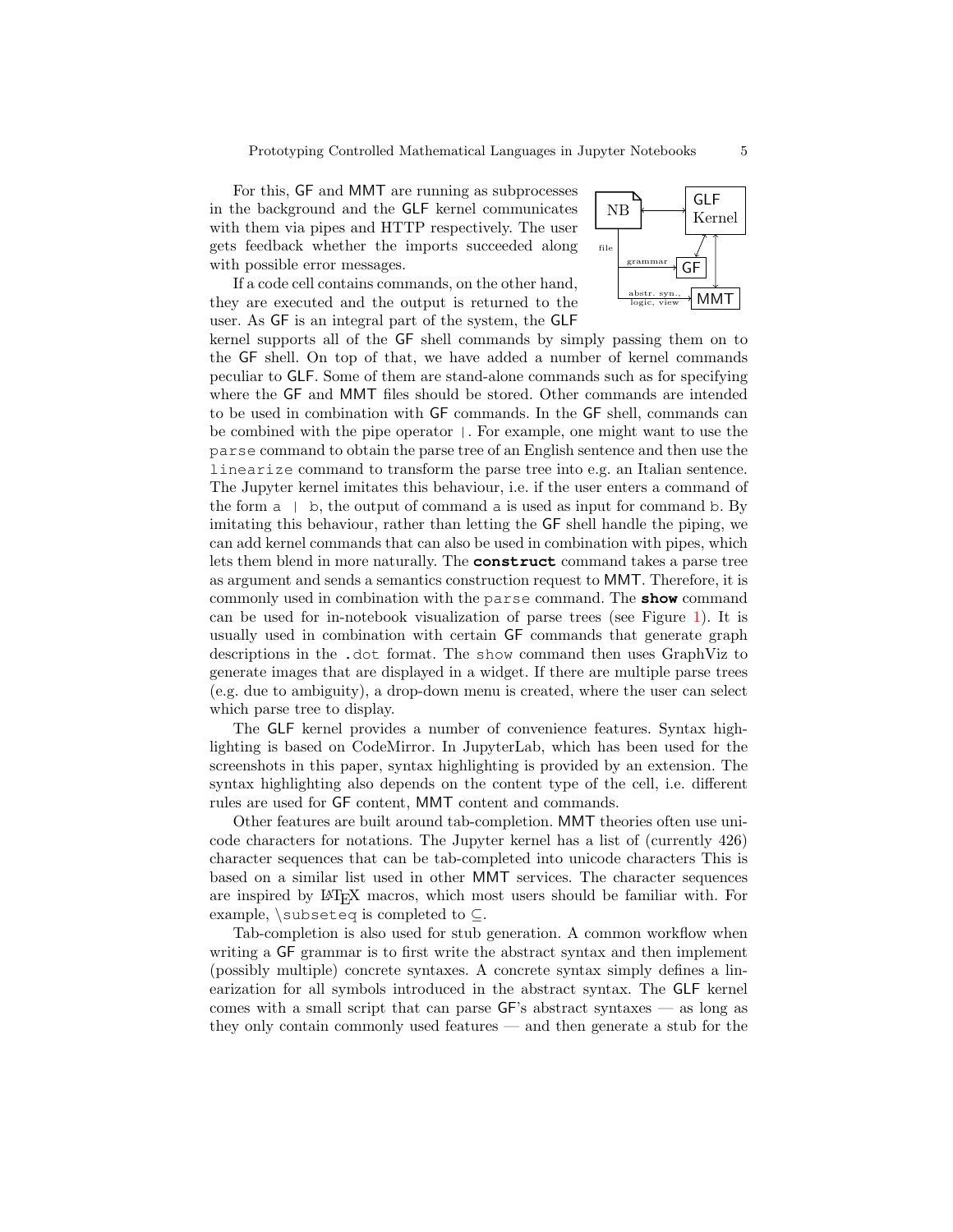For this, GF and MMT are running as subprocesses in the background and the GLF kernel communicates with them via pipes and HTTP respectively. The user gets feedback whether the imports succeeded along with possible error messages.

NB
GLF Kernel
file
grammar
GF
abstr. syn., logic, view
MMT

If a code cell contains commands, on the other hand, they are executed and the output is returned to the user. As GF is an integral part of the system, the GLF kernel supports all of the GF shell commands by simply passing them on to the GF shell. On top of that, we have added a number of kernel commands peculiar to GLF. Some of them are stand-alone commands such as for specifying where the GF and MMT files should be stored. Other commands are intended to be used in combination with GF commands. In the GF shell, commands can be combined with the pipe operator `|`. For example, one might want to use the `parse` command to obtain the parse tree of an English sentence and then use the `linearize` command to transform the parse tree into e.g. an Italian sentence. The Jupyter kernel imitates this behaviour, i.e. if the user enters a command of the form `a | b`, the output of command `a` is used as input for command `b`. By imitating this behaviour, rather than letting the GF shell handle the piping, we can add kernel commands that can also be used in combination with pipes, which lets them blend in more naturally. The **`construct`** command takes a parse tree as argument and sends a semantics construction request to MMT. Therefore, it is commonly used in combination with the `parse` command. The **`show`** command can be used for in-notebook visualization of parse trees (see Figure 1). It is usually used in combination with certain GF commands that generate graph descriptions in the `.dot` format. The `show` command then uses GraphViz to generate images that are displayed in a widget. If there are multiple parse trees (e.g. due to ambiguity), a drop-down menu is created, where the user can select which parse tree to display.

The GLF kernel provides a number of convenience features. Syntax highlighting is based on CodeMirror. In JupyterLab, which has been used for the screenshots in this paper, syntax highlighting is provided by an extension. The syntax highlighting also depends on the content type of the cell, i.e. different rules are used for GF content, MMT content and commands.

Other features are built around tab-completion. MMT theories often use unicode characters for notations. The Jupyter kernel has a list of (currently 426) character sequences that can be tab-completed into unicode characters This is based on a similar list used in other MMT services. The character sequences are inspired by LaTeX macros, which most users should be familiar with. For example, `\subseteq` is completed to ⊆.

Tab-completion is also used for stub generation. A common workflow when writing a GF grammar is to first write the abstract syntax and then implement (possibly multiple) concrete syntaxes. A concrete syntax simply defines a linearization for all symbols introduced in the abstract syntax. The GLF kernel comes with a small script that can parse GF's abstract syntaxes — as long as they only contain commonly used features — and then generate a stub for the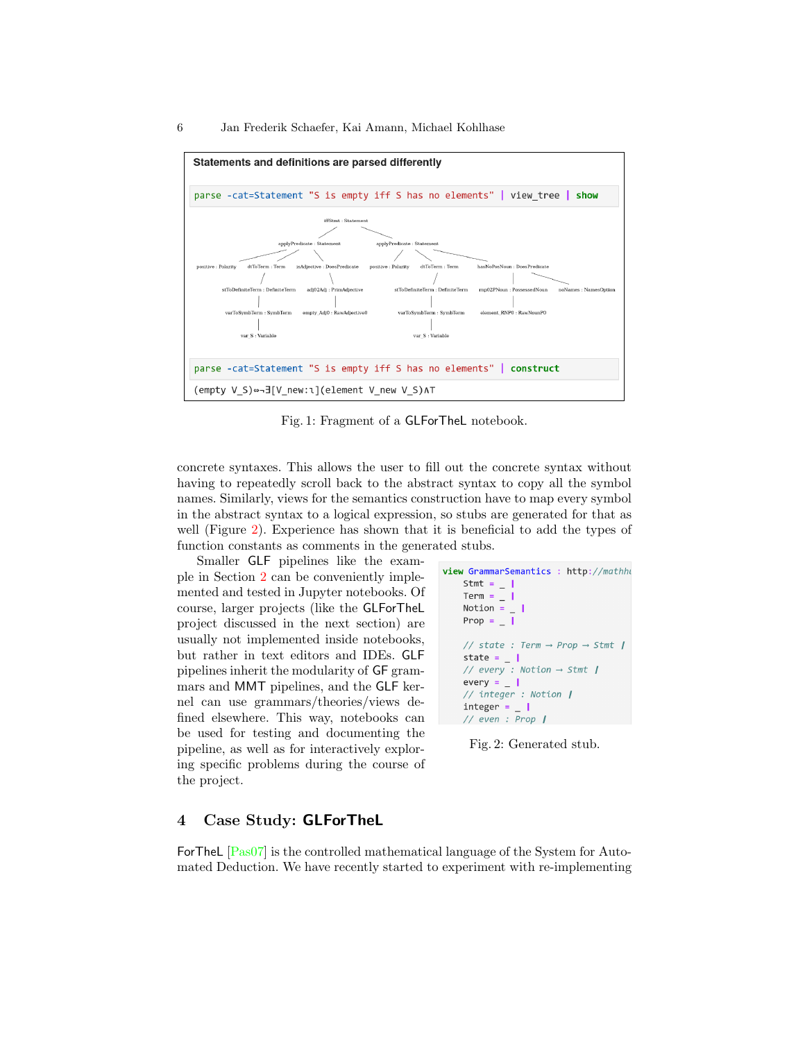**Statements and definitions are parsed differently**

```
parse -cat=Statement "S is empty iff S has no elements" | view_tree | show
```

```
parse -cat=Statement "S is empty iff S has no elements" | construct
(empty V_S)⇔¬∃[V_new:ι](element V_new V_S)∧T
```

Fig. 1: Fragment of a GLForTheL notebook.

concrete syntaxes. This allows the user to fill out the concrete syntax without having to repeatedly scroll back to the abstract syntax to copy all the symbol names. Similarly, views for the semantics construction have to map every symbol in the abstract syntax to a logical expression, so stubs are generated for that as well (Figure 2). Experience has shown that it is beneficial to add the types of function constants as comments in the generated stubs.

Smaller GLF pipelines like the example in Section 2 can be conveniently implemented and tested in Jupyter notebooks. Of course, larger projects (like the GLForTheL project discussed in the next section) are usually not implemented inside notebooks, but rather in text editors and IDEs. GLF pipelines inherit the modularity of GF grammars and MMT pipelines, and the GLF kernel can use grammars/theories/views defined elsewhere. This way, notebooks can be used for testing and documenting the pipeline, as well as for interactively exploring specific problems during the course of the project.

```
view GrammarSemantics : http://mathhu
  Stmt = _ ❙
  Term = _ ❙
  Notion = _ ❙
  Prop = _ ❙

  // state : Term → Prop → Stmt ❙
  state = _ ❙
  // every : Notion → Stmt ❙
  every = _ ❙
  // integer : Notion ❙
  integer = _ ❙
  // even : Prop ❙
```

Fig. 2: Generated stub.

## 4 Case Study: GLForTheL

ForTheL [Pas07] is the controlled mathematical language of the System for Automated Deduction. We have recently started to experiment with re-implementing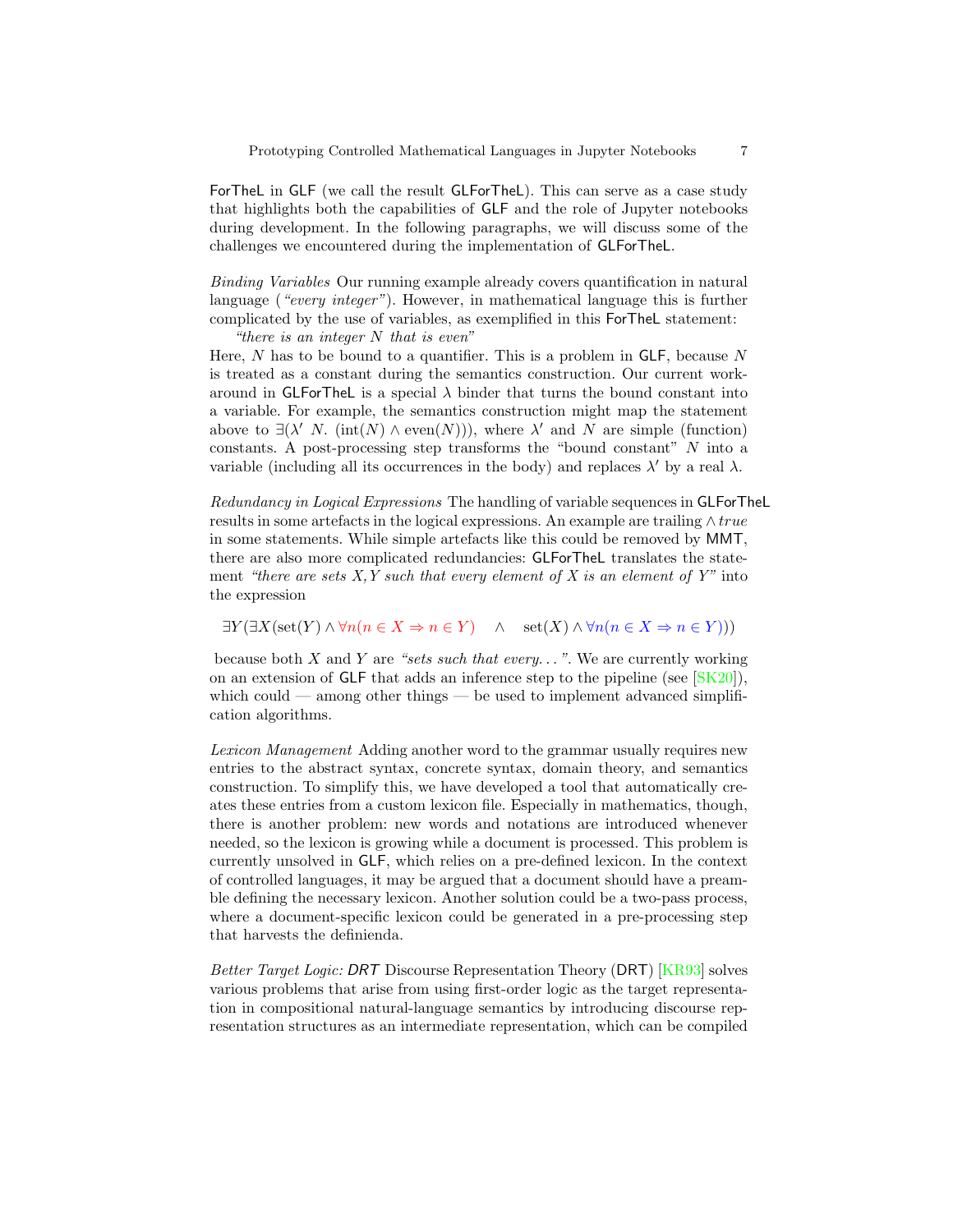ForTheL in GLF (we call the result GLForTheL). This can serve as a case study that highlights both the capabilities of GLF and the role of Jupyter notebooks during development. In the following paragraphs, we will discuss some of the challenges we encountered during the implementation of GLForTheL.

*Binding Variables* Our running example already covers quantification in natural language (*"every integer"*). However, in mathematical language this is further complicated by the use of variables, as exemplified in this ForTheL statement:

*"there is an integer $N$ that is even"*

Here, $N$ has to be bound to a quantifier. This is a problem in GLF, because $N$ is treated as a constant during the semantics construction. Our current workaround in GLForTheL is a special $\lambda$ binder that turns the bound constant into a variable. For example, the semantics construction might map the statement above to $\exists(\lambda'\ N.\ (\mathrm{int}(N) \wedge \mathrm{even}(N)))$, where $\lambda'$ and $N$ are simple (function) constants. A post-processing step transforms the "bound constant" $N$ into a variable (including all its occurrences in the body) and replaces $\lambda'$ by a real $\lambda$.

*Redundancy in Logical Expressions* The handling of variable sequences in GLForTheL results in some artefacts in the logical expressions. An example are trailing $\wedge\, true$ in some statements. While simple artefacts like this could be removed by MMT, there are also more complicated redundancies: GLForTheL translates the statement *"there are sets X,Y such that every element of X is an element of Y"* into the expression

$$\exists Y(\exists X(\mathrm{set}(Y) \wedge \forall n(n \in X \Rightarrow n \in Y) \quad \wedge \quad \mathrm{set}(X) \wedge \forall n(n \in X \Rightarrow n \in Y)))$$

because both $X$ and $Y$ are *"sets such that every..."*. We are currently working on an extension of GLF that adds an inference step to the pipeline (see [SK20]), which could — among other things — be used to implement advanced simplification algorithms.

*Lexicon Management* Adding another word to the grammar usually requires new entries to the abstract syntax, concrete syntax, domain theory, and semantics construction. To simplify this, we have developed a tool that automatically creates these entries from a custom lexicon file. Especially in mathematics, though, there is another problem: new words and notations are introduced whenever needed, so the lexicon is growing while a document is processed. This problem is currently unsolved in GLF, which relies on a pre-defined lexicon. In the context of controlled languages, it may be argued that a document should have a preamble defining the necessary lexicon. Another solution could be a two-pass process, where a document-specific lexicon could be generated in a pre-processing step that harvests the definienda.

*Better Target Logic: DRT* Discourse Representation Theory (DRT) [KR93] solves various problems that arise from using first-order logic as the target representation in compositional natural-language semantics by introducing discourse representation structures as an intermediate representation, which can be compiled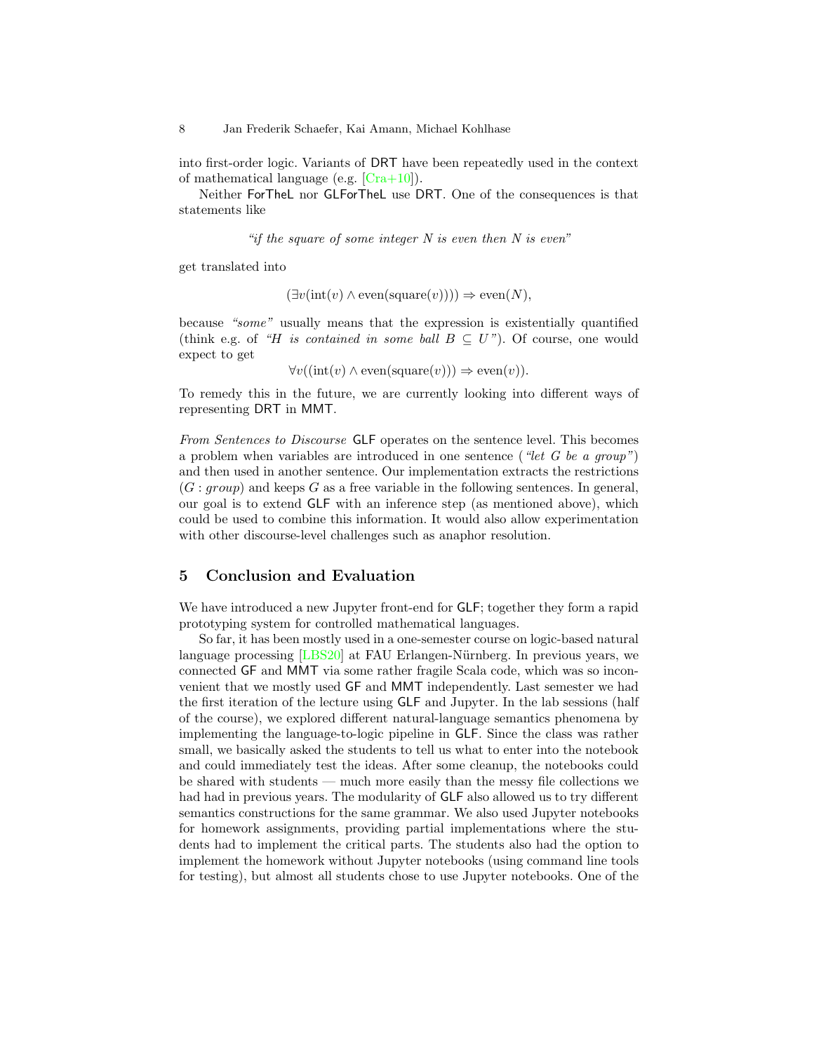into first-order logic. Variants of DRT have been repeatedly used in the context of mathematical language (e.g. [Cra+10]).

Neither ForTheL nor GLForTheL use DRT. One of the consequences is that statements like

*"if the square of some integer N is even then N is even"*

get translated into

$$(\exists v(\text{int}(v) \wedge \text{even}(\text{square}(v)))) \Rightarrow \text{even}(N),$$

because *"some"* usually means that the expression is existentially quantified (think e.g. of *"H is contained in some ball* $B \subseteq U$*"*). Of course, one would expect to get

$$\forall v((\text{int}(v) \wedge \text{even}(\text{square}(v))) \Rightarrow \text{even}(v)).$$

To remedy this in the future, we are currently looking into different ways of representing DRT in MMT.

*From Sentences to Discourse* GLF operates on the sentence level. This becomes a problem when variables are introduced in one sentence (*"let G be a group"*) and then used in another sentence. Our implementation extracts the restrictions ($G : group$) and keeps $G$ as a free variable in the following sentences. In general, our goal is to extend GLF with an inference step (as mentioned above), which could be used to combine this information. It would also allow experimentation with other discourse-level challenges such as anaphor resolution.

## 5 Conclusion and Evaluation

We have introduced a new Jupyter front-end for GLF; together they form a rapid prototyping system for controlled mathematical languages.

So far, it has been mostly used in a one-semester course on logic-based natural language processing [LBS20] at FAU Erlangen-Nürnberg. In previous years, we connected GF and MMT via some rather fragile Scala code, which was so inconvenient that we mostly used GF and MMT independently. Last semester we had the first iteration of the lecture using GLF and Jupyter. In the lab sessions (half of the course), we explored different natural-language semantics phenomena by implementing the language-to-logic pipeline in GLF. Since the class was rather small, we basically asked the students to tell us what to enter into the notebook and could immediately test the ideas. After some cleanup, the notebooks could be shared with students — much more easily than the messy file collections we had had in previous years. The modularity of GLF also allowed us to try different semantics constructions for the same grammar. We also used Jupyter notebooks for homework assignments, providing partial implementations where the students had to implement the critical parts. The students also had the option to implement the homework without Jupyter notebooks (using command line tools for testing), but almost all students chose to use Jupyter notebooks. One of the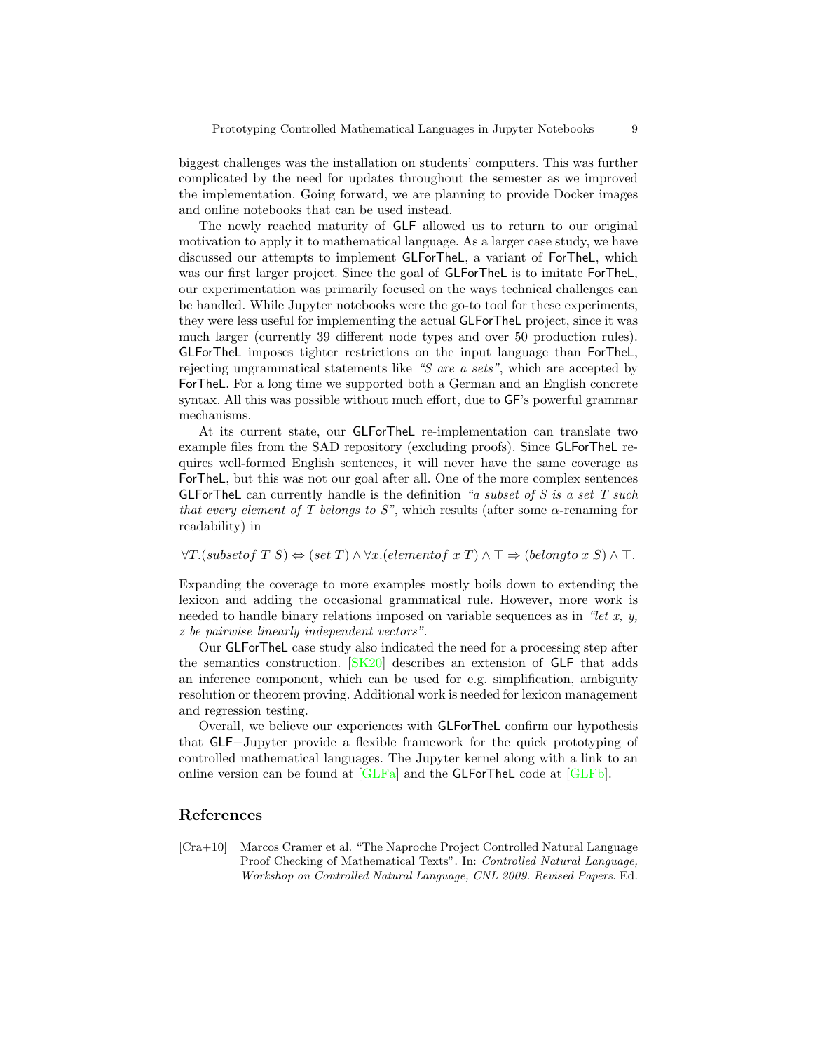biggest challenges was the installation on students' computers. This was further complicated by the need for updates throughout the semester as we improved the implementation. Going forward, we are planning to provide Docker images and online notebooks that can be used instead.

The newly reached maturity of GLF allowed us to return to our original motivation to apply it to mathematical language. As a larger case study, we have discussed our attempts to implement GLForTheL, a variant of ForTheL, which was our first larger project. Since the goal of GLForTheL is to imitate ForTheL, our experimentation was primarily focused on the ways technical challenges can be handled. While Jupyter notebooks were the go-to tool for these experiments, they were less useful for implementing the actual GLForTheL project, since it was much larger (currently 39 different node types and over 50 production rules). GLForTheL imposes tighter restrictions on the input language than ForTheL, rejecting ungrammatical statements like *"S are a sets"*, which are accepted by ForTheL. For a long time we supported both a German and an English concrete syntax. All this was possible without much effort, due to GF's powerful grammar mechanisms.

At its current state, our GLForTheL re-implementation can translate two example files from the SAD repository (excluding proofs). Since GLForTheL requires well-formed English sentences, it will never have the same coverage as ForTheL, but this was not our goal after all. One of the more complex sentences GLForTheL can currently handle is the definition *"a subset of S is a set T such that every element of T belongs to S"*, which results (after some $\alpha$-renaming for readability) in

$$\forall T.(subsetof\ T\ S) \Leftrightarrow (set\ T) \wedge \forall x.(elementof\ x\ T) \wedge \top \Rightarrow (belongto\ x\ S) \wedge \top.$$

Expanding the coverage to more examples mostly boils down to extending the lexicon and adding the occasional grammatical rule. However, more work is needed to handle binary relations imposed on variable sequences as in *"let x, y, z be pairwise linearly independent vectors"*.

Our GLForTheL case study also indicated the need for a processing step after the semantics construction. [SK20] describes an extension of GLF that adds an inference component, which can be used for e.g. simplification, ambiguity resolution or theorem proving. Additional work is needed for lexicon management and regression testing.

Overall, we believe our experiences with GLForTheL confirm our hypothesis that GLF+Jupyter provide a flexible framework for the quick prototyping of controlled mathematical languages. The Jupyter kernel along with a link to an online version can be found at [GLFa] and the GLForTheL code at [GLFb].

## References

[Cra+10] Marcos Cramer et al. "The Naproche Project Controlled Natural Language Proof Checking of Mathematical Texts". In: *Controlled Natural Language, Workshop on Controlled Natural Language, CNL 2009. Revised Papers.* Ed.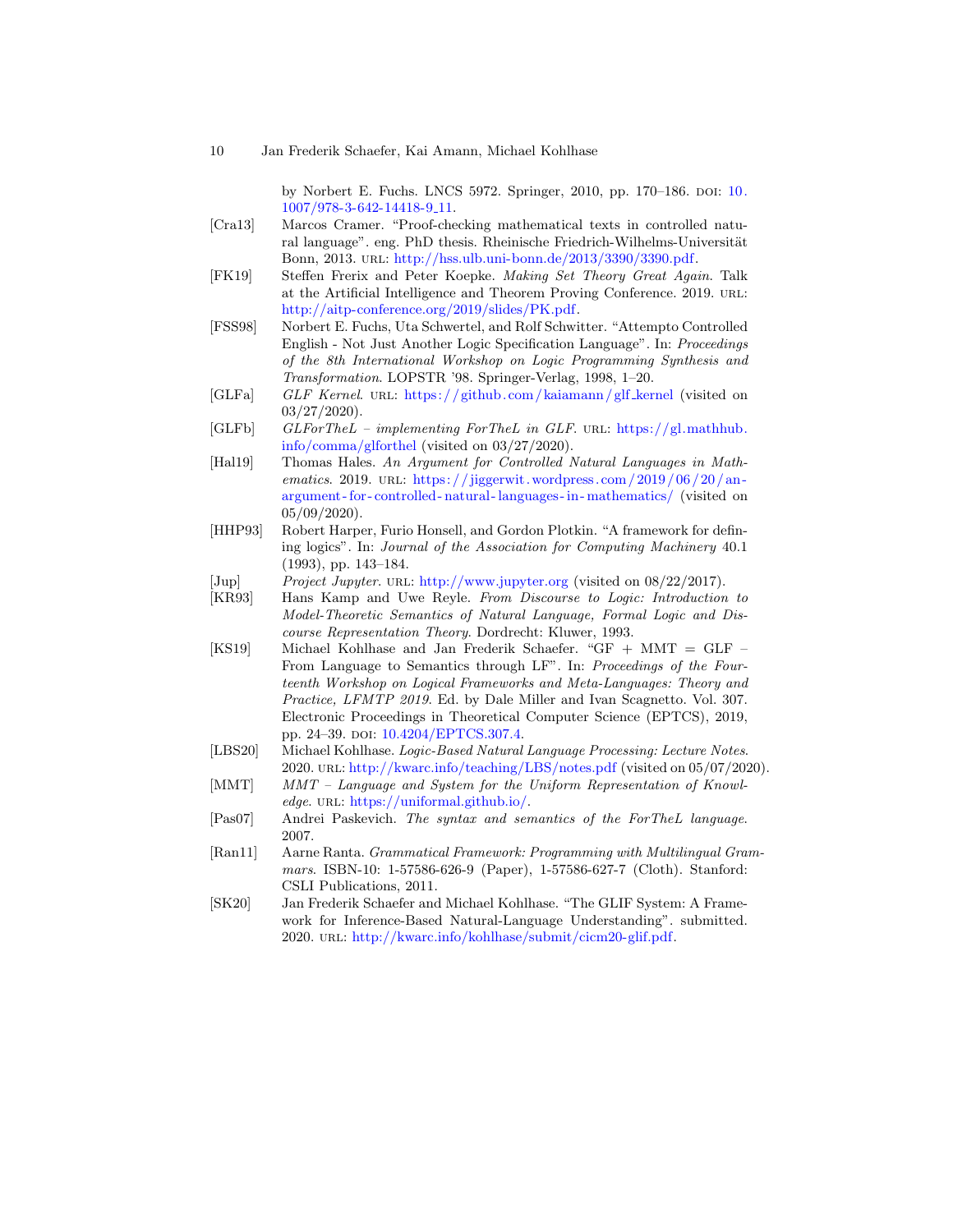by Norbert E. Fuchs. LNCS 5972. Springer, 2010, pp. 170–186. DOI: 10.1007/978-3-642-14418-9_11.

[Cra13] Marcos Cramer. "Proof-checking mathematical texts in controlled natural language". eng. PhD thesis. Rheinische Friedrich-Wilhelms-Universität Bonn, 2013. URL: http://hss.ulb.uni-bonn.de/2013/3390/3390.pdf.

[FK19] Steffen Frerix and Peter Koepke. *Making Set Theory Great Again*. Talk at the Artificial Intelligence and Theorem Proving Conference. 2019. URL: http://aitp-conference.org/2019/slides/PK.pdf.

[FSS98] Norbert E. Fuchs, Uta Schwertel, and Rolf Schwitter. "Attempto Controlled English - Not Just Another Logic Specification Language". In: *Proceedings of the 8th International Workshop on Logic Programming Synthesis and Transformation*. LOPSTR '98. Springer-Verlag, 1998, 1–20.

[GLFa] *GLF Kernel*. URL: https://github.com/kaiamann/glf_kernel (visited on 03/27/2020).

[GLFb] *GLForTheL – implementing ForTheL in GLF*. URL: https://gl.mathhub.info/comma/glforthel (visited on 03/27/2020).

[Hal19] Thomas Hales. *An Argument for Controlled Natural Languages in Mathematics*. 2019. URL: https://jiggerwit.wordpress.com/2019/06/20/an-argument-for-controlled-natural-languages-in-mathematics/ (visited on 05/09/2020).

[HHP93] Robert Harper, Furio Honsell, and Gordon Plotkin. "A framework for defining logics". In: *Journal of the Association for Computing Machinery* 40.1 (1993), pp. 143–184.

[Jup] *Project Jupyter*. URL: http://www.jupyter.org (visited on 08/22/2017).

[KR93] Hans Kamp and Uwe Reyle. *From Discourse to Logic: Introduction to Model-Theoretic Semantics of Natural Language, Formal Logic and Discourse Representation Theory*. Dordrecht: Kluwer, 1993.

[KS19] Michael Kohlhase and Jan Frederik Schaefer. "GF + MMT = GLF – From Language to Semantics through LF". In: *Proceedings of the Fourteenth Workshop on Logical Frameworks and Meta-Languages: Theory and Practice, LFMTP 2019*. Ed. by Dale Miller and Ivan Scagnetto. Vol. 307. Electronic Proceedings in Theoretical Computer Science (EPTCS), 2019, pp. 24–39. DOI: 10.4204/EPTCS.307.4.

[LBS20] Michael Kohlhase. *Logic-Based Natural Language Processing: Lecture Notes*. 2020. URL: http://kwarc.info/teaching/LBS/notes.pdf (visited on 05/07/2020).

[MMT] *MMT – Language and System for the Uniform Representation of Knowledge*. URL: https://uniformal.github.io/.

[Pas07] Andrei Paskevich. *The syntax and semantics of the ForTheL language*. 2007.

[Ran11] Aarne Ranta. *Grammatical Framework: Programming with Multilingual Grammars*. ISBN-10: 1-57586-626-9 (Paper), 1-57586-627-7 (Cloth). Stanford: CSLI Publications, 2011.

[SK20] Jan Frederik Schaefer and Michael Kohlhase. "The GLIF System: A Framework for Inference-Based Natural-Language Understanding". submitted. 2020. URL: http://kwarc.info/kohlhase/submit/cicm20-glif.pdf.